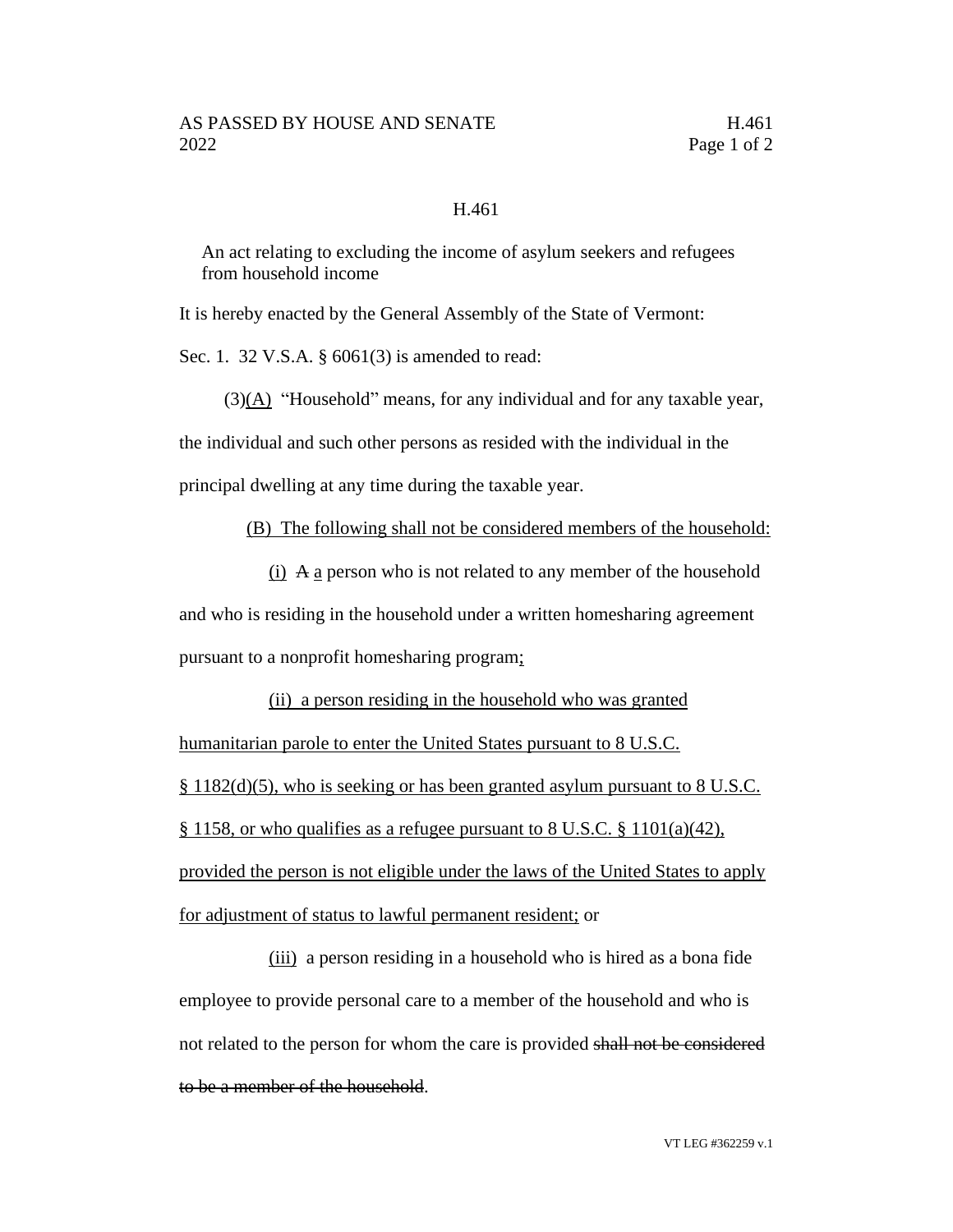# H.461

An act relating to excluding the income of asylum seekers and refugees from household income

It is hereby enacted by the General Assembly of the State of Vermont:

Sec. 1. 32 V.S.A. § 6061(3) is amended to read:

(3)(A) "Household" means, for any individual and for any taxable year, the individual and such other persons as resided with the individual in the principal dwelling at any time during the taxable year.

(B) The following shall not be considered members of the household:

(i) ~~A~~ a person who is not related to any member of the household and who is residing in the household under a written homesharing agreement pursuant to a nonprofit homesharing program;

(ii) a person residing in the household who was granted humanitarian parole to enter the United States pursuant to 8 U.S.C. § 1182(d)(5), who is seeking or has been granted asylum pursuant to 8 U.S.C. § 1158, or who qualifies as a refugee pursuant to 8 U.S.C. § 1101(a)(42), provided the person is not eligible under the laws of the United States to apply for adjustment of status to lawful permanent resident; or

(iii) a person residing in a household who is hired as a bona fide employee to provide personal care to a member of the household and who is not related to the person for whom the care is provided ~~shall not be considered to be a member of the household~~.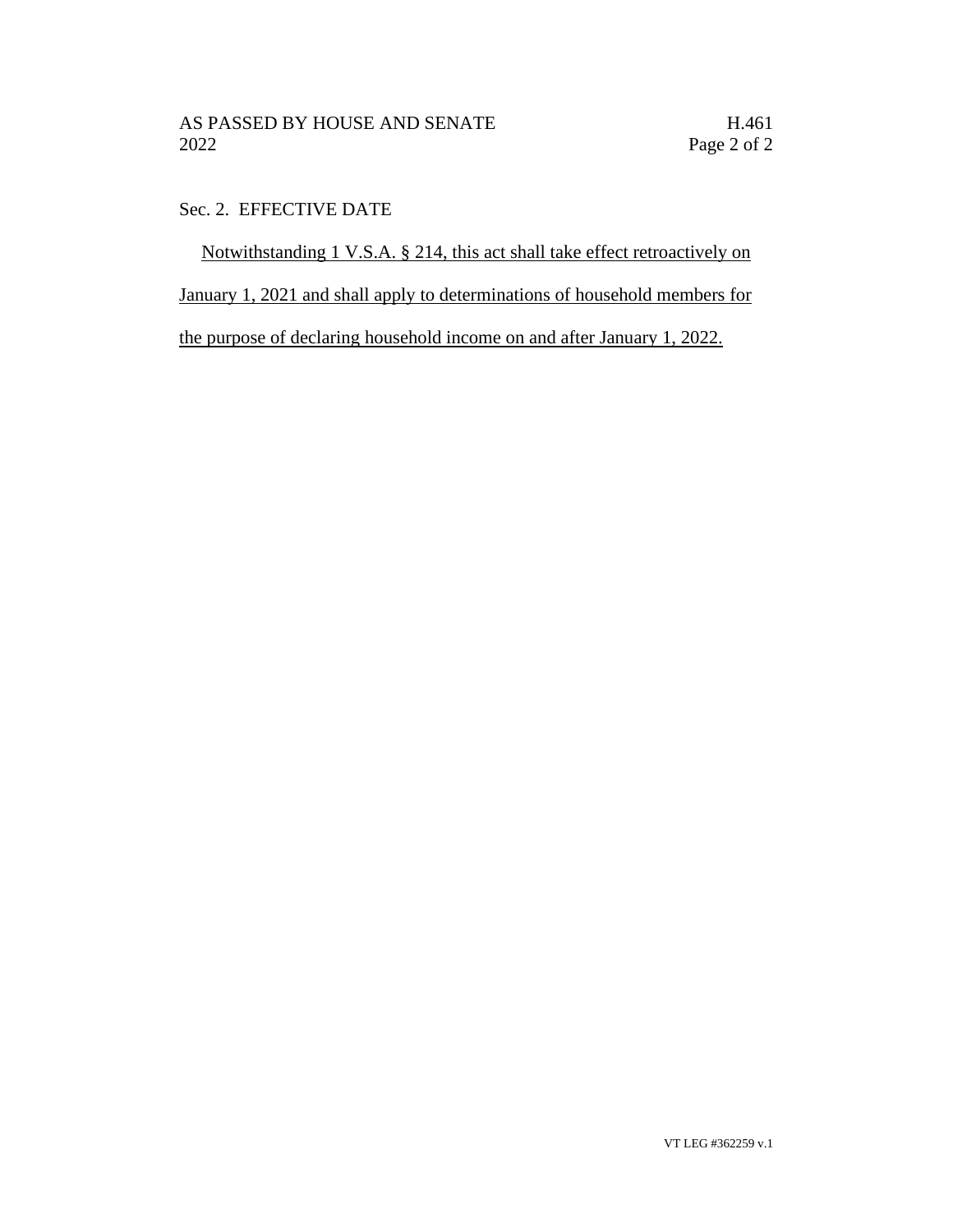Sec. 2. EFFECTIVE DATE

Notwithstanding 1 V.S.A. § 214, this act shall take effect retroactively on January 1, 2021 and shall apply to determinations of household members for the purpose of declaring household income on and after January 1, 2022.